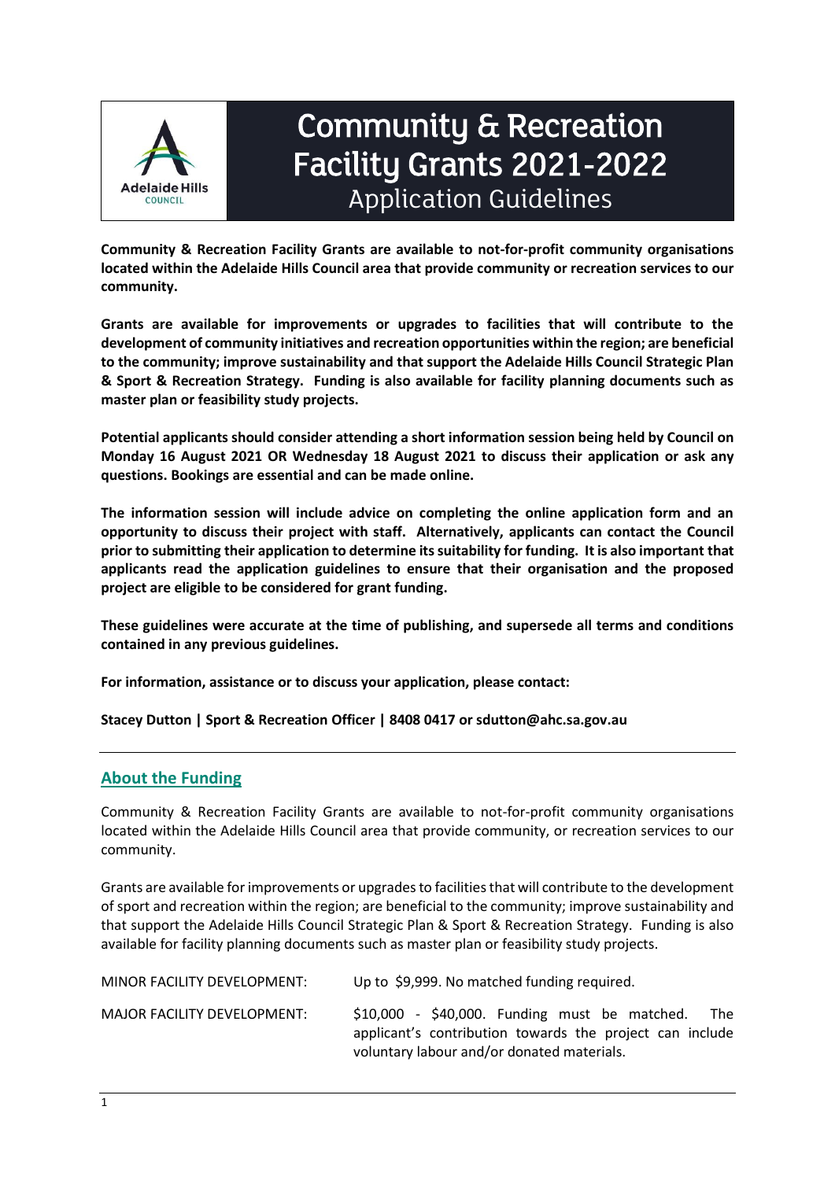Adelaide Hills COUNCIL

# Community & Recreation Facility Grants 2021-2022

## Application Guidelines

**Community & Recreation Facility Grants are available to not-for-profit community organisations located within the Adelaide Hills Council area that provide community or recreation services to our community.**

**Grants are available for improvements or upgrades to facilities that will contribute to the development of community initiatives and recreation opportunities within the region; are beneficial to the community; improve sustainability and that support the Adelaide Hills Council Strategic Plan & Sport & Recreation Strategy. Funding is also available for facility planning documents such as master plan or feasibility study projects.**

**Potential applicants should consider attending a short information session being held by Council on Monday 16 August 2021 OR Wednesday 18 August 2021 to discuss their application or ask any questions. Bookings are essential and can be made online.**

**The information session will include advice on completing the online application form and an opportunity to discuss their project with staff. Alternatively, applicants can contact the Council prior to submitting their application to determine its suitability for funding. It is also important that applicants read the application guidelines to ensure that their organisation and the proposed project are eligible to be considered for grant funding.**

**These guidelines were accurate at the time of publishing, and supersede all terms and conditions contained in any previous guidelines.**

**For information, assistance or to discuss your application, please contact:**

**Stacey Dutton | Sport & Recreation Officer | 8408 0417 or sdutton@ahc.sa.gov.au**

---

## About the Funding

Community & Recreation Facility Grants are available to not-for-profit community organisations located within the Adelaide Hills Council area that provide community, or recreation services to our community.

Grants are available for improvements or upgrades to facilities that will contribute to the development of sport and recreation within the region; are beneficial to the community; improve sustainability and that support the Adelaide Hills Council Strategic Plan & Sport & Recreation Strategy. Funding is also available for facility planning documents such as master plan or feasibility study projects.

| | |
|---|---|
| MINOR FACILITY DEVELOPMENT: | Up to $9,999. No matched funding required. |
| MAJOR FACILITY DEVELOPMENT: | $10,000 - $40,000. Funding must be matched. The applicant's contribution towards the project can include voluntary labour and/or donated materials. |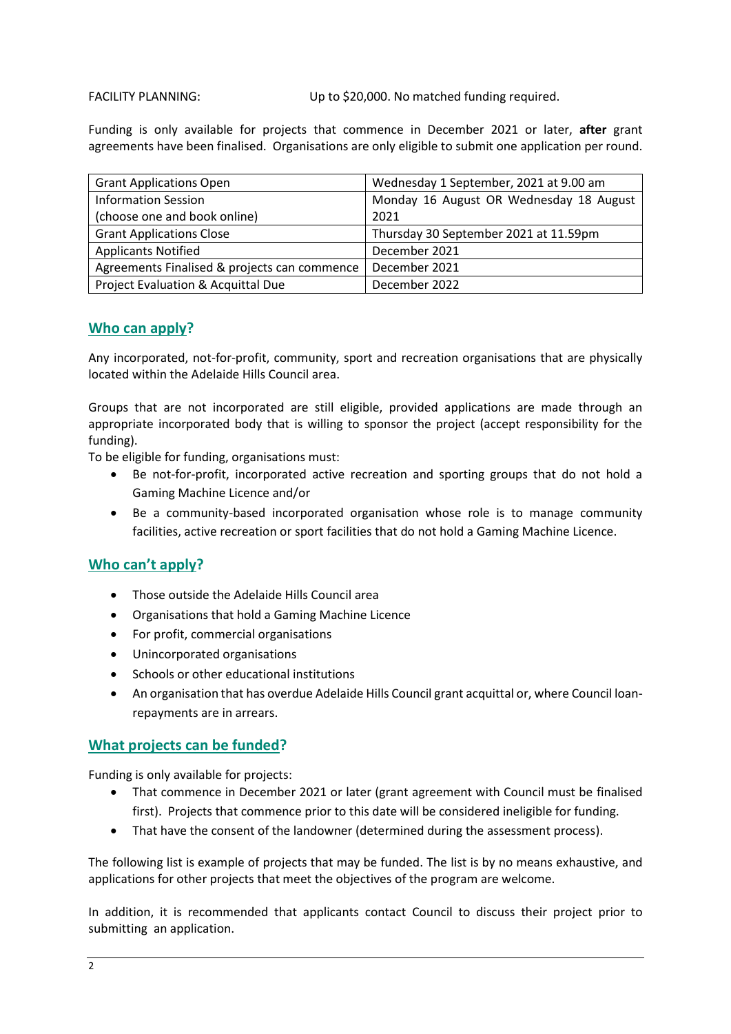FACILITY PLANNING: Up to $20,000. No matched funding required.

Funding is only available for projects that commence in December 2021 or later, **after** grant agreements have been finalised. Organisations are only eligible to submit one application per round.

| | |
|---|---|
| Grant Applications Open | Wednesday 1 September, 2021 at 9.00 am |
| Information Session (choose one and book online) | Monday 16 August OR Wednesday 18 August 2021 |
| Grant Applications Close | Thursday 30 September 2021 at 11.59pm |
| Applicants Notified | December 2021 |
| Agreements Finalised & projects can commence | December 2021 |
| Project Evaluation & Acquittal Due | December 2022 |

## Who can apply?

Any incorporated, not-for-profit, community, sport and recreation organisations that are physically located within the Adelaide Hills Council area.

Groups that are not incorporated are still eligible, provided applications are made through an appropriate incorporated body that is willing to sponsor the project (accept responsibility for the funding).

To be eligible for funding, organisations must:

- Be not-for-profit, incorporated active recreation and sporting groups that do not hold a Gaming Machine Licence and/or
- Be a community-based incorporated organisation whose role is to manage community facilities, active recreation or sport facilities that do not hold a Gaming Machine Licence.

## Who can't apply?

- Those outside the Adelaide Hills Council area
- Organisations that hold a Gaming Machine Licence
- For profit, commercial organisations
- Unincorporated organisations
- Schools or other educational institutions
- An organisation that has overdue Adelaide Hills Council grant acquittal or, where Council loan-repayments are in arrears.

## What projects can be funded?

Funding is only available for projects:

- That commence in December 2021 or later (grant agreement with Council must be finalised first). Projects that commence prior to this date will be considered ineligible for funding.
- That have the consent of the landowner (determined during the assessment process).

The following list is example of projects that may be funded. The list is by no means exhaustive, and applications for other projects that meet the objectives of the program are welcome.

In addition, it is recommended that applicants contact Council to discuss their project prior to submitting an application.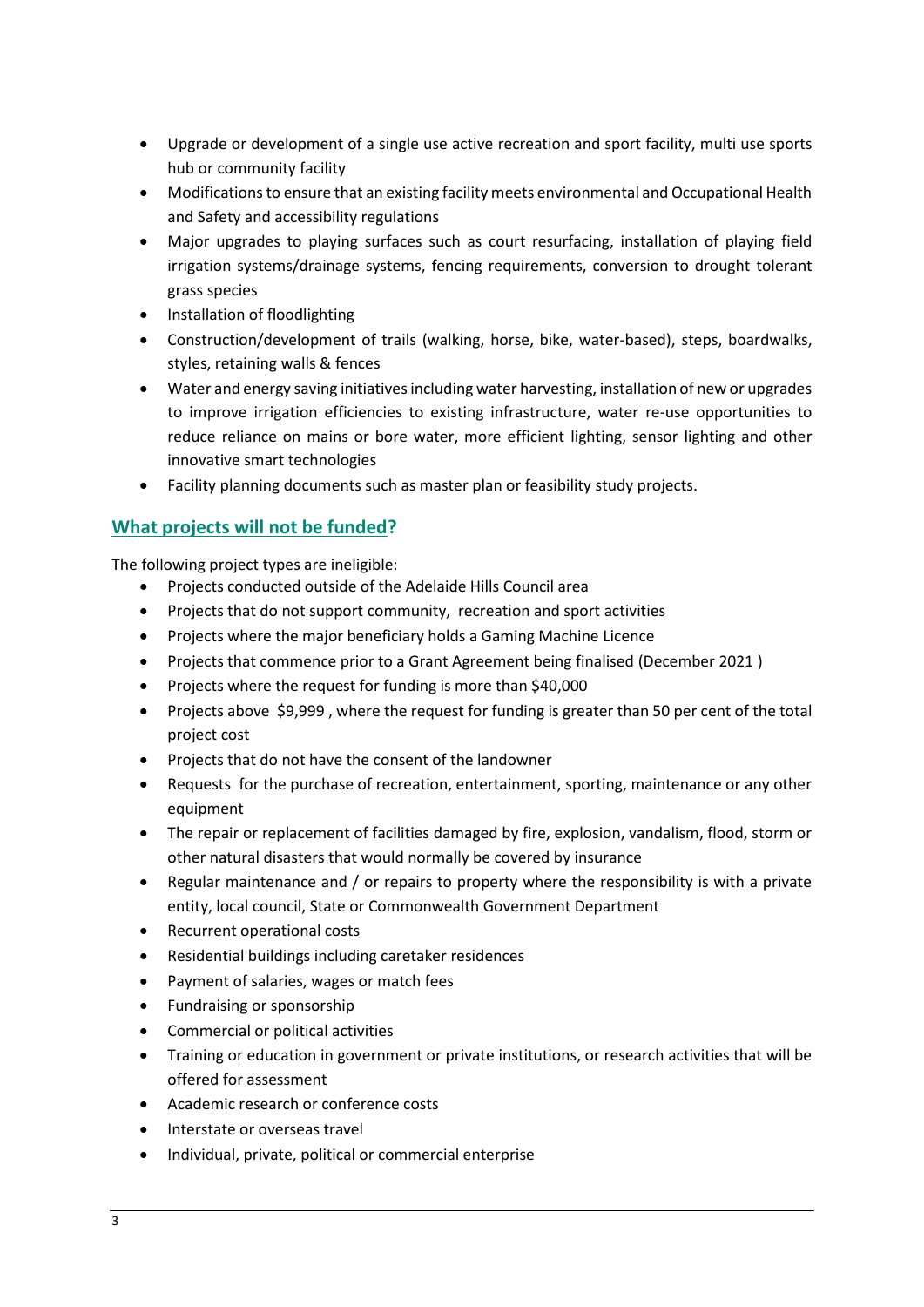- Upgrade or development of a single use active recreation and sport facility, multi use sports hub or community facility
- Modifications to ensure that an existing facility meets environmental and Occupational Health and Safety and accessibility regulations
- Major upgrades to playing surfaces such as court resurfacing, installation of playing field irrigation systems/drainage systems, fencing requirements, conversion to drought tolerant grass species
- Installation of floodlighting
- Construction/development of trails (walking, horse, bike, water-based), steps, boardwalks, styles, retaining walls & fences
- Water and energy saving initiatives including water harvesting, installation of new or upgrades to improve irrigation efficiencies to existing infrastructure, water re-use opportunities to reduce reliance on mains or bore water, more efficient lighting, sensor lighting and other innovative smart technologies
- Facility planning documents such as master plan or feasibility study projects.

## What projects will not be funded?

The following project types are ineligible:

- Projects conducted outside of the Adelaide Hills Council area
- Projects that do not support community, recreation and sport activities
- Projects where the major beneficiary holds a Gaming Machine Licence
- Projects that commence prior to a Grant Agreement being finalised (December 2021 )
- Projects where the request for funding is more than $40,000
- Projects above $9,999 , where the request for funding is greater than 50 per cent of the total project cost
- Projects that do not have the consent of the landowner
- Requests for the purchase of recreation, entertainment, sporting, maintenance or any other equipment
- The repair or replacement of facilities damaged by fire, explosion, vandalism, flood, storm or other natural disasters that would normally be covered by insurance
- Regular maintenance and / or repairs to property where the responsibility is with a private entity, local council, State or Commonwealth Government Department
- Recurrent operational costs
- Residential buildings including caretaker residences
- Payment of salaries, wages or match fees
- Fundraising or sponsorship
- Commercial or political activities
- Training or education in government or private institutions, or research activities that will be offered for assessment
- Academic research or conference costs
- Interstate or overseas travel
- Individual, private, political or commercial enterprise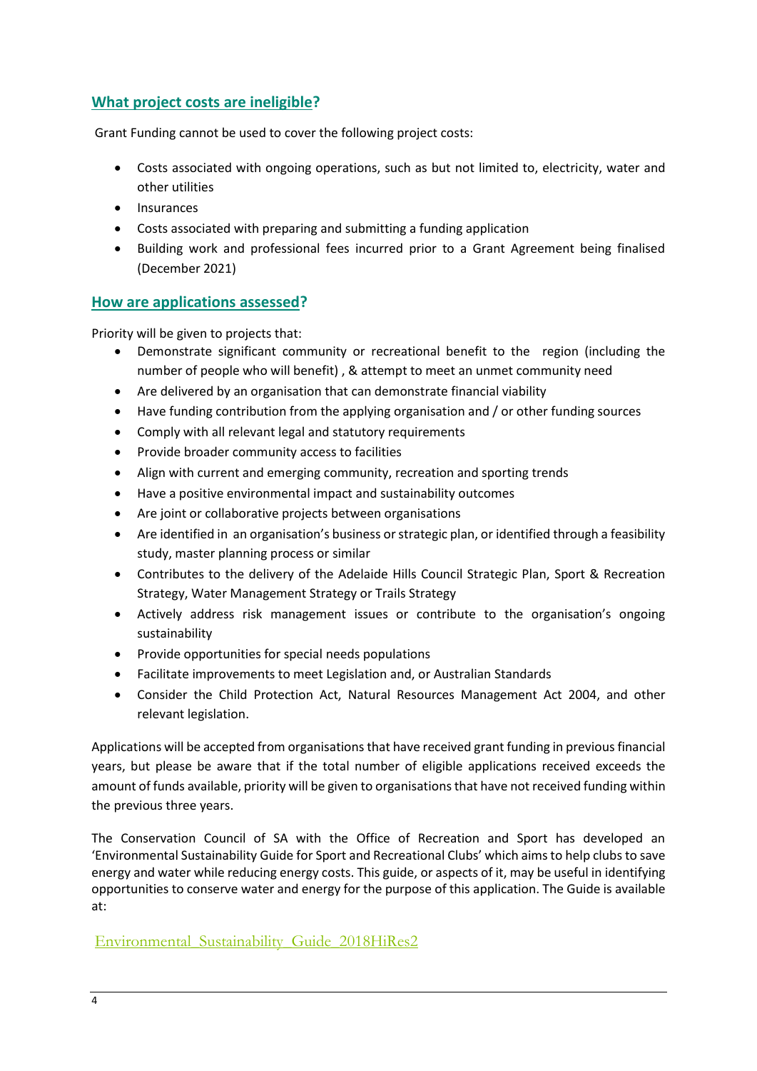## What project costs are ineligible?

Grant Funding cannot be used to cover the following project costs:

- Costs associated with ongoing operations, such as but not limited to, electricity, water and other utilities
- Insurances
- Costs associated with preparing and submitting a funding application
- Building work and professional fees incurred prior to a Grant Agreement being finalised (December 2021)

## How are applications assessed?

Priority will be given to projects that:

- Demonstrate significant community or recreational benefit to the region (including the number of people who will benefit) , & attempt to meet an unmet community need
- Are delivered by an organisation that can demonstrate financial viability
- Have funding contribution from the applying organisation and / or other funding sources
- Comply with all relevant legal and statutory requirements
- Provide broader community access to facilities
- Align with current and emerging community, recreation and sporting trends
- Have a positive environmental impact and sustainability outcomes
- Are joint or collaborative projects between organisations
- Are identified in an organisation's business or strategic plan, or identified through a feasibility study, master planning process or similar
- Contributes to the delivery of the Adelaide Hills Council Strategic Plan, Sport & Recreation Strategy, Water Management Strategy or Trails Strategy
- Actively address risk management issues or contribute to the organisation's ongoing sustainability
- Provide opportunities for special needs populations
- Facilitate improvements to meet Legislation and, or Australian Standards
- Consider the Child Protection Act, Natural Resources Management Act 2004, and other relevant legislation.

Applications will be accepted from organisations that have received grant funding in previous financial years, but please be aware that if the total number of eligible applications received exceeds the amount of funds available, priority will be given to organisations that have not received funding within the previous three years.

The Conservation Council of SA with the Office of Recreation and Sport has developed an 'Environmental Sustainability Guide for Sport and Recreational Clubs' which aims to help clubs to save energy and water while reducing energy costs. This guide, or aspects of it, may be useful in identifying opportunities to conserve water and energy for the purpose of this application. The Guide is available at:

Environmental_Sustainability_Guide_2018HiRes2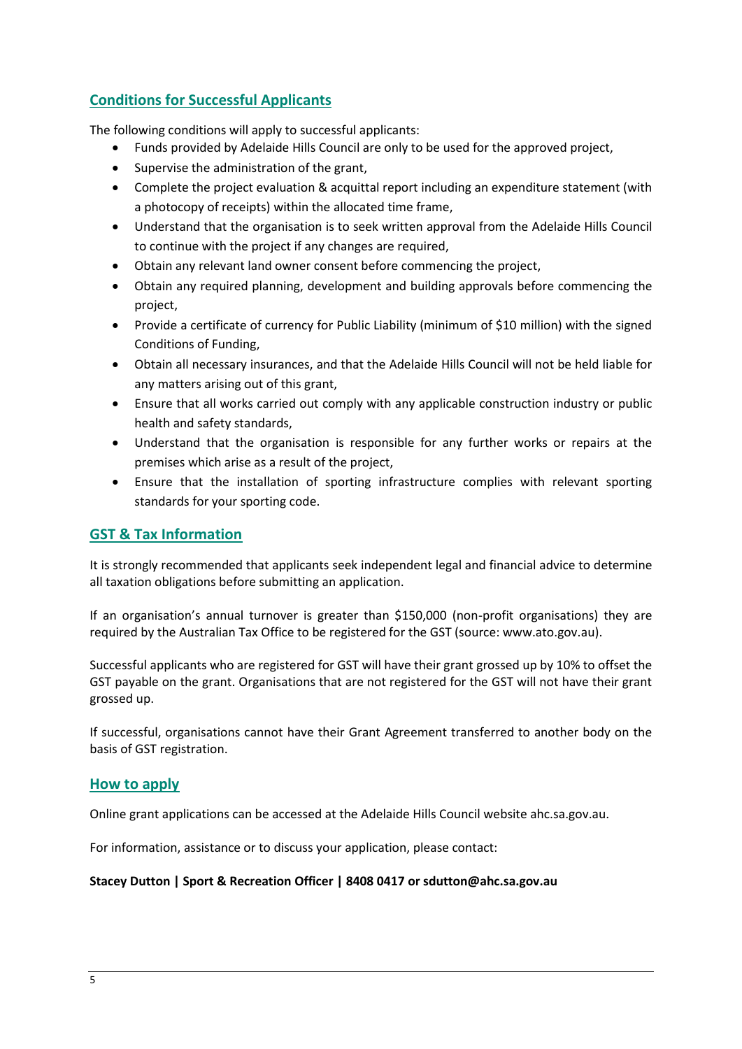## Conditions for Successful Applicants

The following conditions will apply to successful applicants:

- Funds provided by Adelaide Hills Council are only to be used for the approved project,
- Supervise the administration of the grant,
- Complete the project evaluation & acquittal report including an expenditure statement (with a photocopy of receipts) within the allocated time frame,
- Understand that the organisation is to seek written approval from the Adelaide Hills Council to continue with the project if any changes are required,
- Obtain any relevant land owner consent before commencing the project,
- Obtain any required planning, development and building approvals before commencing the project,
- Provide a certificate of currency for Public Liability (minimum of $10 million) with the signed Conditions of Funding,
- Obtain all necessary insurances, and that the Adelaide Hills Council will not be held liable for any matters arising out of this grant,
- Ensure that all works carried out comply with any applicable construction industry or public health and safety standards,
- Understand that the organisation is responsible for any further works or repairs at the premises which arise as a result of the project,
- Ensure that the installation of sporting infrastructure complies with relevant sporting standards for your sporting code.

## GST & Tax Information

It is strongly recommended that applicants seek independent legal and financial advice to determine all taxation obligations before submitting an application.

If an organisation's annual turnover is greater than $150,000 (non-profit organisations) they are required by the Australian Tax Office to be registered for the GST (source: www.ato.gov.au).

Successful applicants who are registered for GST will have their grant grossed up by 10% to offset the GST payable on the grant. Organisations that are not registered for the GST will not have their grant grossed up.

If successful, organisations cannot have their Grant Agreement transferred to another body on the basis of GST registration.

## How to apply

Online grant applications can be accessed at the Adelaide Hills Council website ahc.sa.gov.au.

For information, assistance or to discuss your application, please contact:

**Stacey Dutton | Sport & Recreation Officer | 8408 0417 or sdutton@ahc.sa.gov.au**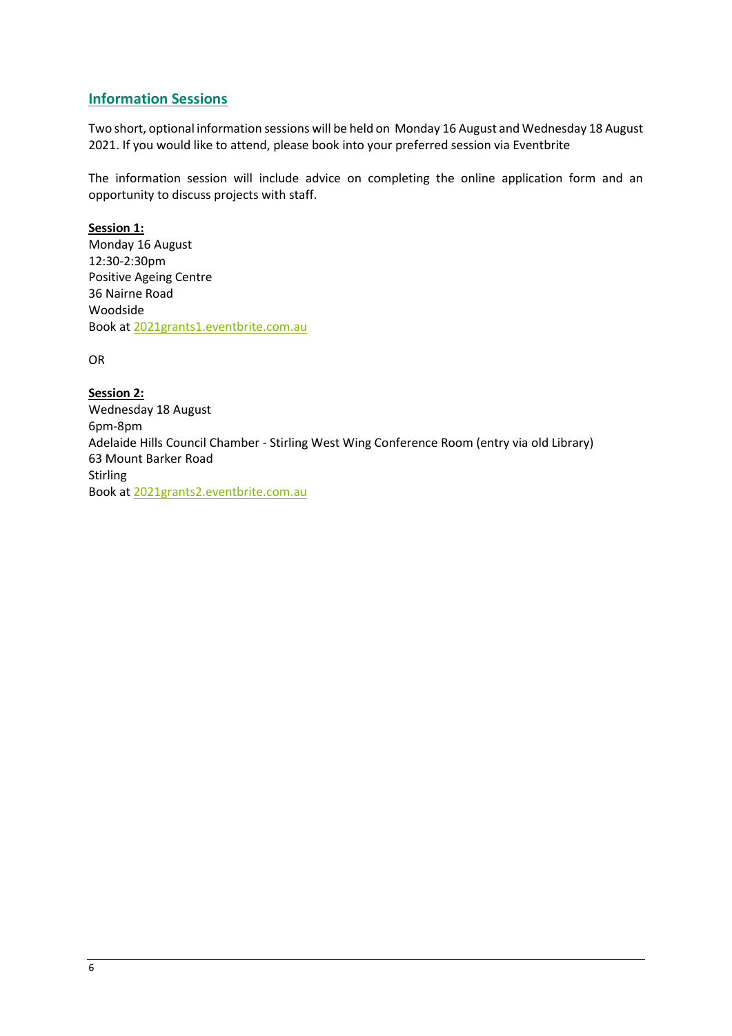## Information Sessions

Two short, optional information sessions will be held on Monday 16 August and Wednesday 18 August 2021. If you would like to attend, please book into your preferred session via Eventbrite

The information session will include advice on completing the online application form and an opportunity to discuss projects with staff.

**Session 1:**
Monday 16 August
12:30-2:30pm
Positive Ageing Centre
36 Nairne Road
Woodside
Book at 2021grants1.eventbrite.com.au

OR

**Session 2:**
Wednesday 18 August
6pm-8pm
Adelaide Hills Council Chamber - Stirling West Wing Conference Room (entry via old Library)
63 Mount Barker Road
Stirling
Book at 2021grants2.eventbrite.com.au